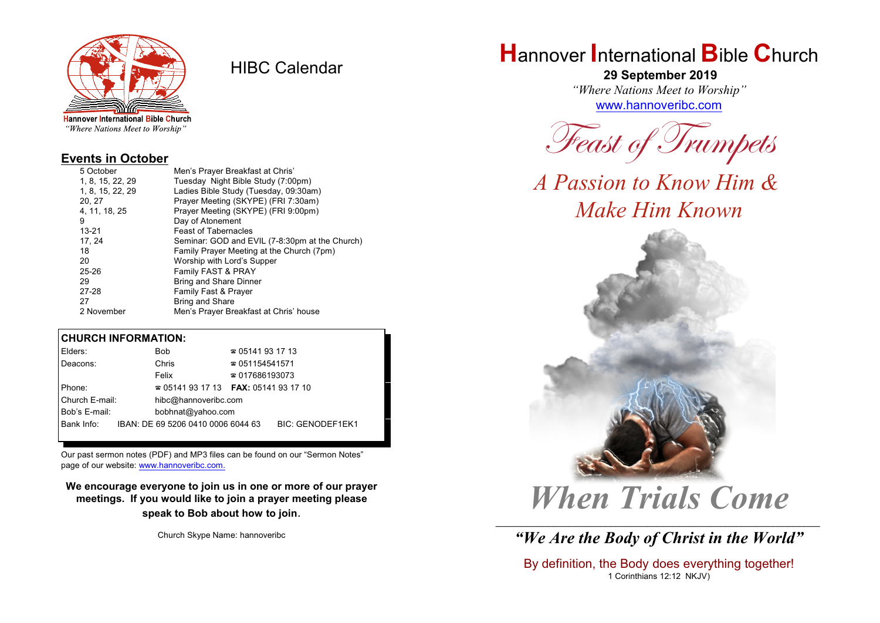Hannover International Bible Church
*"Where Nations Meet to Worship"*

# HIBC Calendar

## Events in October

| | |
|---|---|
| 5 October | Men's Prayer Breakfast at Chris' |
| 1, 8, 15, 22, 29 | Tuesday Night Bible Study (7:00pm) |
| 1, 8, 15, 22, 29 | Ladies Bible Study (Tuesday, 09:30am) |
| 20, 27 | Prayer Meeting (SKYPE) (FRI 7:30am) |
| 4, 11, 18, 25 | Prayer Meeting (SKYPE) (FRI 9:00pm) |
| 9 | Day of Atonement |
| 13-21 | Feast of Tabernacles |
| 17, 24 | Seminar: GOD and EVIL (7-8:30pm at the Church) |
| 18 | Family Prayer Meeting at the Church (7pm) |
| 20 | Worship with Lord's Supper |
| 25-26 | Family FAST & PRAY |
| 29 | Bring and Share Dinner |
| 27-28 | Family Fast & Prayer |
| 27 | Bring and Share |
| 2 November | Men's Prayer Breakfast at Chris' house |

## CHURCH INFORMATION:

| | | | |
|---|---|---|---|
| Elders: | Bob | ☎ 05141 93 17 13 | |
| Deacons: | Chris | ☎ 051154541571 | |
| | Felix | ☎ 017686193073 | |
| Phone: | ☎ 05141 93 17 13 | **FAX:** 05141 93 17 10 | |
| Church E-mail: | hibc@hannoveribc.com | | |
| Bob's E-mail: | bobhnat@yahoo.com | | |
| Bank Info: | IBAN: DE 69 5206 0410 0006 6044 63 | BIC: GENODEF1EK1 | |

Our past sermon notes (PDF) and MP3 files can be found on our "Sermon Notes" page of our website: www.hannoveribc.com.

**We encourage everyone to join us in one or more of our prayer meetings. If you would like to join a prayer meeting please speak to Bob about how to join.**

Church Skype Name: hannoveribc

# Hannover International Bible Church

**29 September 2019**

*"Where Nations Meet to Worship"*

www.hannoveribc.com

## *Feast of Trumpets*

*A Passion to Know Him & Make Him Known*

# *When Trials Come*

***"We Are the Body of Christ in the World"***

By definition, the Body does everything together!
1 Corinthians 12:12 NKJV)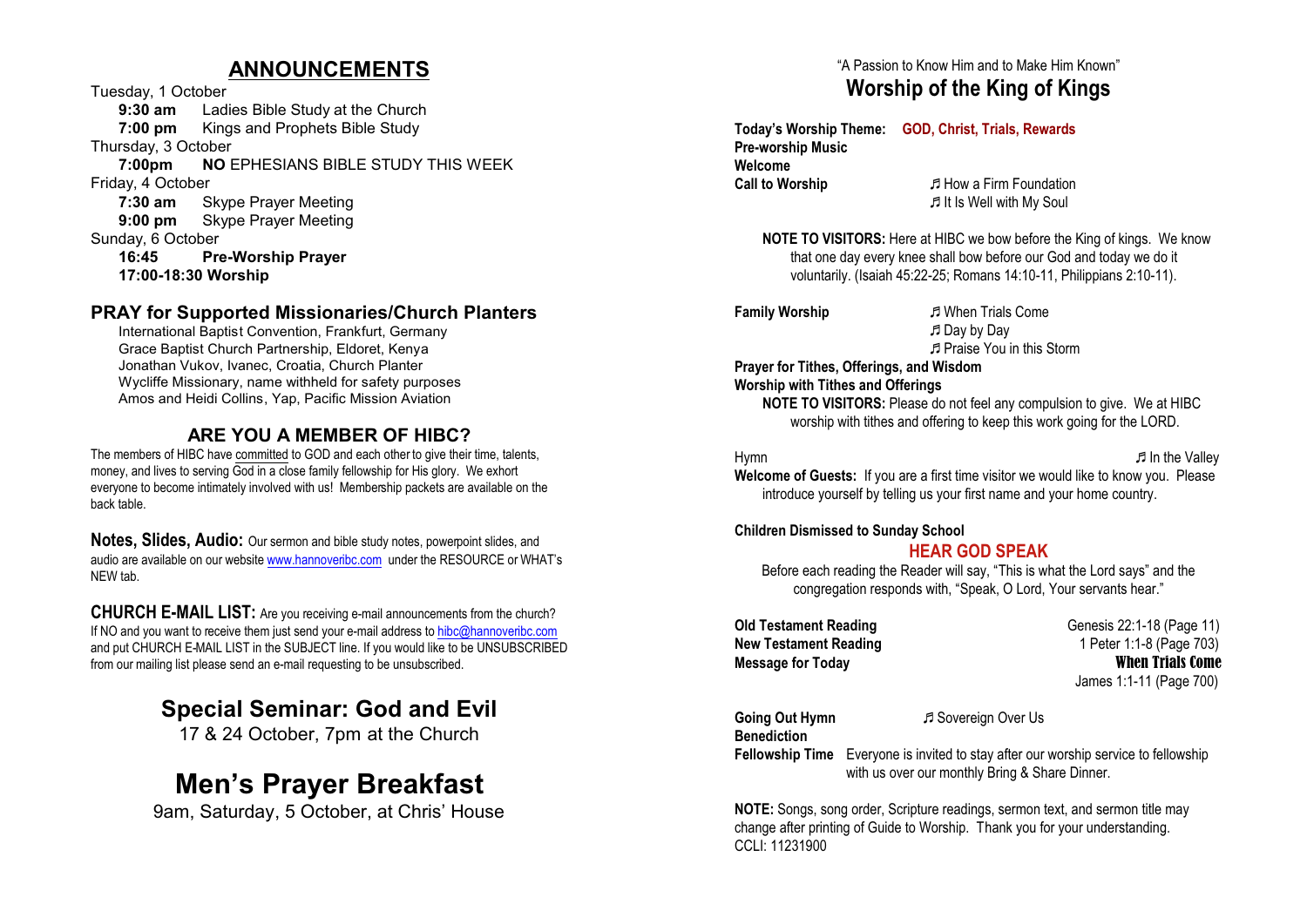## ANNOUNCEMENTS

Tuesday, 1 October

**9:30 am** Ladies Bible Study at the Church

**7:00 pm** Kings and Prophets Bible Study

Thursday, 3 October

**7:00pm** **NO** EPHESIANS BIBLE STUDY THIS WEEK

Friday, 4 October

**7:30 am** Skype Prayer Meeting

**9:00 pm** Skype Prayer Meeting

Sunday, 6 October

**16:45** **Pre-Worship Prayer**

**17:00-18:30 Worship**

### PRAY for Supported Missionaries/Church Planters

International Baptist Convention, Frankfurt, Germany
Grace Baptist Church Partnership, Eldoret, Kenya
Jonathan Vukov, Ivanec, Croatia, Church Planter
Wycliffe Missionary, name withheld for safety purposes
Amos and Heidi Collins, Yap, Pacific Mission Aviation

### ARE YOU A MEMBER OF HIBC?

The members of HIBC have committed to GOD and each other to give their time, talents, money, and lives to serving God in a close family fellowship for His glory. We exhort everyone to become intimately involved with us! Membership packets are available on the back table.

**Notes, Slides, Audio:** Our sermon and bible study notes, powerpoint slides, and audio are available on our website www.hannoveribc.com under the RESOURCE or WHAT's NEW tab.

**CHURCH E-MAIL LIST:** Are you receiving e-mail announcements from the church? If NO and you want to receive them just send your e-mail address to hibc@hannoveribc.com and put CHURCH E-MAIL LIST in the SUBJECT line. If you would like to be UNSUBSCRIBED from our mailing list please send an e-mail requesting to be unsubscribed.

## Special Seminar: God and Evil

17 & 24 October, 7pm at the Church

## Men's Prayer Breakfast

9am, Saturday, 5 October, at Chris' House

"A Passion to Know Him and to Make Him Known"

## Worship of the King of Kings

**Today's Worship Theme:** **GOD, Christ, Trials, Rewards**

**Pre-worship Music**

**Welcome**

**Call to Worship** ♬ How a Firm Foundation
♬ It Is Well with My Soul

**NOTE TO VISITORS:** Here at HIBC we bow before the King of kings. We know that one day every knee shall bow before our God and today we do it voluntarily. (Isaiah 45:22-25; Romans 14:10-11, Philippians 2:10-11).

**Family Worship** ♬ When Trials Come
♬ Day by Day
♬ Praise You in this Storm

**Prayer for Tithes, Offerings, and Wisdom**

**Worship with Tithes and Offerings**

**NOTE TO VISITORS:** Please do not feel any compulsion to give. We at HIBC worship with tithes and offering to keep this work going for the LORD.

Hymn ♬ In the Valley

**Welcome of Guests:** If you are a first time visitor we would like to know you. Please introduce yourself by telling us your first name and your home country.

**Children Dismissed to Sunday School**

### HEAR GOD SPEAK

Before each reading the Reader will say, "This is what the Lord says" and the congregation responds with, "Speak, O Lord, Your servants hear."

**Old Testament Reading** Genesis 22:1-18 (Page 11)

**New Testament Reading** 1 Peter 1:1-8 (Page 703)

**Message for Today** **When Trials Come**
James 1:1-11 (Page 700)

**Going Out Hymn** ♬ Sovereign Over Us

**Benediction**

**Fellowship Time** Everyone is invited to stay after our worship service to fellowship with us over our monthly Bring & Share Dinner.

**NOTE:** Songs, song order, Scripture readings, sermon text, and sermon title may change after printing of Guide to Worship. Thank you for your understanding.
CCLI: 11231900